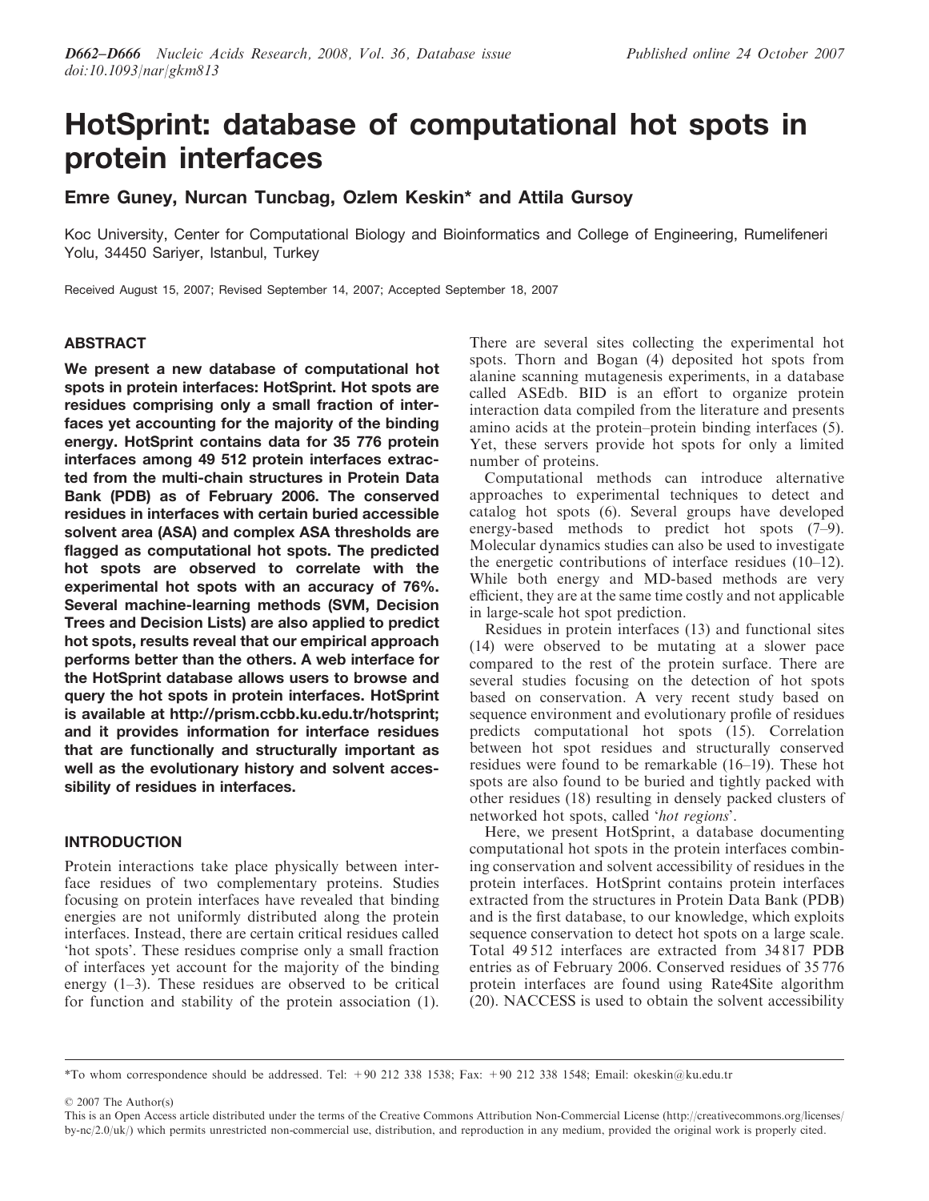# HotSprint: database of computational hot spots in protein interfaces

**Emre Guney, Nurcan Tuncbag, Ozlem Keskin\* and Attila Gursoy**

Koc University, Center for Computational Biology and Bioinformatics and College of Engineering, Rumelifeneri Yolu, 34450 Sariyer, Istanbul, Turkey

Received August 15, 2007; Revised September 14, 2007; Accepted September 18, 2007

## ABSTRACT

**We present a new database of computational hot spots in protein interfaces: HotSprint. Hot spots are residues comprising only a small fraction of interfaces yet accounting for the majority of the binding energy. HotSprint contains data for 35 776 protein interfaces among 49 512 protein interfaces extracted from the multi-chain structures in Protein Data Bank (PDB) as of February 2006. The conserved residues in interfaces with certain buried accessible solvent area (ASA) and complex ASA thresholds are flagged as computational hot spots. The predicted hot spots are observed to correlate with the experimental hot spots with an accuracy of 76%. Several machine-learning methods (SVM, Decision Trees and Decision Lists) are also applied to predict hot spots, results reveal that our empirical approach performs better than the others. A web interface for the HotSprint database allows users to browse and query the hot spots in protein interfaces. HotSprint is available at http://prism.ccbb.ku.edu.tr/hotsprint; and it provides information for interface residues that are functionally and structurally important as well as the evolutionary history and solvent accessibility of residues in interfaces.**

## INTRODUCTION

Protein interactions take place physically between interface residues of two complementary proteins. Studies focusing on protein interfaces have revealed that binding energies are not uniformly distributed along the protein interfaces. Instead, there are certain critical residues called 'hot spots'. These residues comprise only a small fraction of interfaces yet account for the majority of the binding energy (1–3). These residues are observed to be critical for function and stability of the protein association (1). There are several sites collecting the experimental hot spots. Thorn and Bogan (4) deposited hot spots from alanine scanning mutagenesis experiments, in a database called ASEdb. BID is an effort to organize protein interaction data compiled from the literature and presents amino acids at the protein–protein binding interfaces (5). Yet, these servers provide hot spots for only a limited number of proteins.

Computational methods can introduce alternative approaches to experimental techniques to detect and catalog hot spots (6). Several groups have developed energy-based methods to predict hot spots (7–9). Molecular dynamics studies can also be used to investigate the energetic contributions of interface residues (10–12). While both energy and MD-based methods are very efficient, they are at the same time costly and not applicable in large-scale hot spot prediction.

Residues in protein interfaces (13) and functional sites (14) were observed to be mutating at a slower pace compared to the rest of the protein surface. There are several studies focusing on the detection of hot spots based on conservation. A very recent study based on sequence environment and evolutionary profile of residues predicts computational hot spots (15). Correlation between hot spot residues and structurally conserved residues were found to be remarkable (16–19). These hot spots are also found to be buried and tightly packed with other residues (18) resulting in densely packed clusters of networked hot spots, called '*hot regions*'.

Here, we present HotSprint, a database documenting computational hot spots in the protein interfaces combining conservation and solvent accessibility of residues in the protein interfaces. HotSprint contains protein interfaces extracted from the structures in Protein Data Bank (PDB) and is the first database, to our knowledge, which exploits sequence conservation to detect hot spots on a large scale. Total 49 512 interfaces are extracted from 34 817 PDB entries as of February 2006. Conserved residues of 35 776 protein interfaces are found using Rate4Site algorithm (20). NACCESS is used to obtain the solvent accessibility

\*To whom correspondence should be addressed. Tel: +90 212 338 1538; Fax: +90 212 338 1548; Email: okeskin@ku.edu.tr

© 2007 The Author(s)

This is an Open Access article distributed under the terms of the Creative Commons Attribution Non-Commercial License (http://creativecommons.org/licenses/by-nc/2.0/uk/) which permits unrestricted non-commercial use, distribution, and reproduction in any medium, provided the original work is properly cited.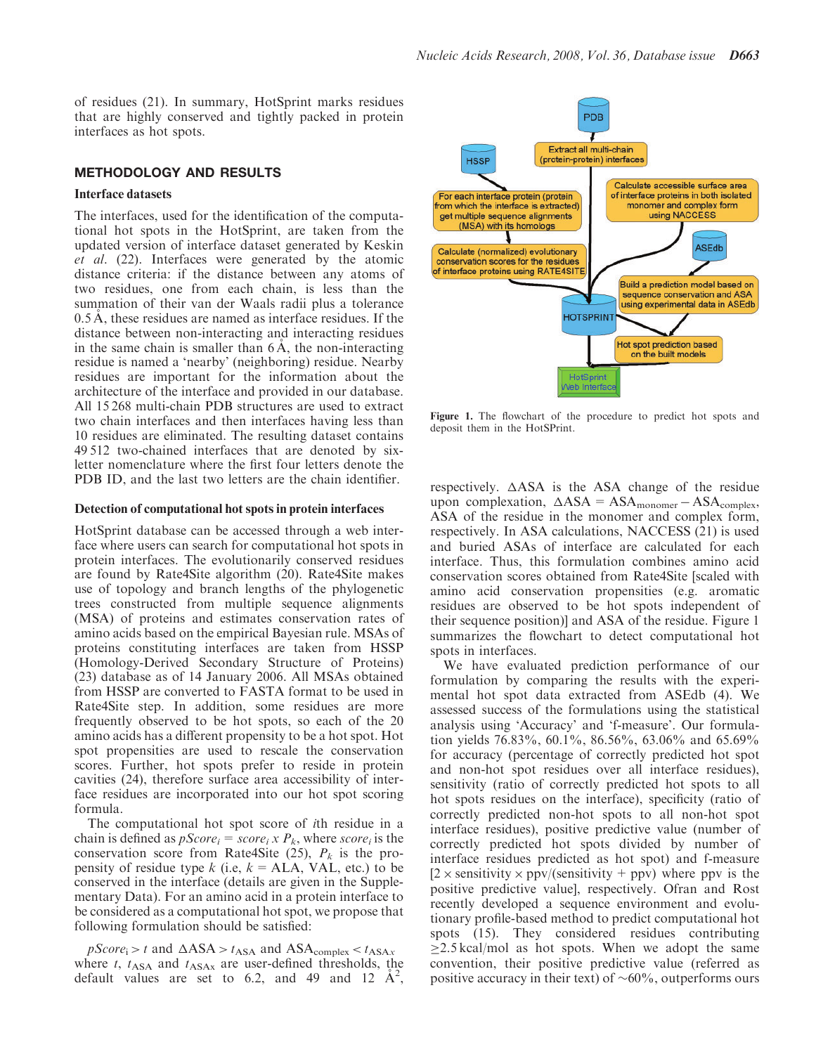of residues (21). In summary, HotSprint marks residues that are highly conserved and tightly packed in protein interfaces as hot spots.

## METHODOLOGY AND RESULTS

### Interface datasets

The interfaces, used for the identification of the computational hot spots in the HotSprint, are taken from the updated version of interface dataset generated by Keskin *et al.* (22). Interfaces were generated by the atomic distance criteria: if the distance between any atoms of two residues, one from each chain, is less than the summation of their van der Waals radii plus a tolerance 0.5 Å, these residues are named as interface residues. If the distance between non-interacting and interacting residues in the same chain is smaller than 6 Å, the non-interacting residue is named a 'nearby' (neighboring) residue. Nearby residues are important for the information about the architecture of the interface and provided in our database. All 15 268 multi-chain PDB structures are used to extract two chain interfaces and then interfaces having less than 10 residues are eliminated. The resulting dataset contains 49 512 two-chained interfaces that are denoted by six-letter nomenclature where the first four letters denote the PDB ID, and the last two letters are the chain identifier.

### Detection of computational hot spots in protein interfaces

HotSprint database can be accessed through a web interface where users can search for computational hot spots in protein interfaces. The evolutionarily conserved residues are found by Rate4Site algorithm (20). Rate4Site makes use of topology and branch lengths of the phylogenetic trees constructed from multiple sequence alignments (MSA) of proteins and estimates conservation rates of amino acids based on the empirical Bayesian rule. MSAs of proteins constituting interfaces are taken from HSSP (Homology-Derived Secondary Structure of Proteins) (23) database as of 14 January 2006. All MSAs obtained from HSSP are converted to FASTA format to be used in Rate4Site step. In addition, some residues are more frequently observed to be hot spots, so each of the 20 amino acids has a different propensity to be a hot spot. Hot spot propensities are used to rescale the conservation scores. Further, hot spots prefer to reside in protein cavities (24), therefore surface area accessibility of interface residues are incorporated into our hot spot scoring formula.

The computational hot spot score of *i*th residue in a chain is defined as $pScore_i = score_i \times P_k$, where $score_i$ is the conservation score from Rate4Site (25), $P_k$ is the propensity of residue type $k$ (i.e, $k$ = ALA, VAL, etc.) to be conserved in the interface (details are given in the Supplementary Data). For an amino acid in a protein interface to be considered as a computational hot spot, we propose that following formulation should be satisfied:

$pScore_i > t$ and $\Delta ASA > t_{ASA}$ and $ASA_{complex} < t_{ASAx}$ where $t$, $t_{ASA}$ and $t_{ASAx}$ are user-defined thresholds, the default values are set to 6.2, and 49 and 12 Å$^2$, respectively. ΔASA is the ASA change of the residue upon complexation, $\Delta ASA = ASA_{monomer} - ASA_{complex}$, ASA of the residue in the monomer and complex form, respectively. In ASA calculations, NACCESS (21) is used and buried ASAs of interface are calculated for each interface. Thus, this formulation combines amino acid conservation scores obtained from Rate4Site [scaled with amino acid conservation propensities (e.g. aromatic residues are observed to be hot spots independent of their sequence position)] and ASA of the residue. Figure 1 summarizes the flowchart to detect computational hot spots in interfaces.

Figure 1. The flowchart of the procedure to predict hot spots and deposit them in the HotSPrint.

We have evaluated prediction performance of our formulation by comparing the results with the experimental hot spot data extracted from ASEdb (4). We assessed success of the formulations using the statistical analysis using 'Accuracy' and 'f-measure'. Our formulation yields 76.83%, 60.1%, 86.56%, 63.06% and 65.69% for accuracy (percentage of correctly predicted hot spot and non-hot spot residues over all interface residues), sensitivity (ratio of correctly predicted hot spots to all hot spots residues on the interface), specificity (ratio of correctly predicted non-hot spots to all non-hot spot interface residues), positive predictive value (number of correctly predicted hot spots divided by number of interface residues predicted as hot spot) and f-measure [$2 \times$ sensitivity $\times$ ppv/(sensitivity + ppv) where ppv is the positive predictive value], respectively. Ofran and Rost recently developed a sequence environment and evolutionary profile-based method to predict computational hot spots (15). They considered residues contributing ≥2.5 kcal/mol as hot spots. When we adopt the same convention, their positive predictive value (referred as positive accuracy in their text) of ~60%, outperforms ours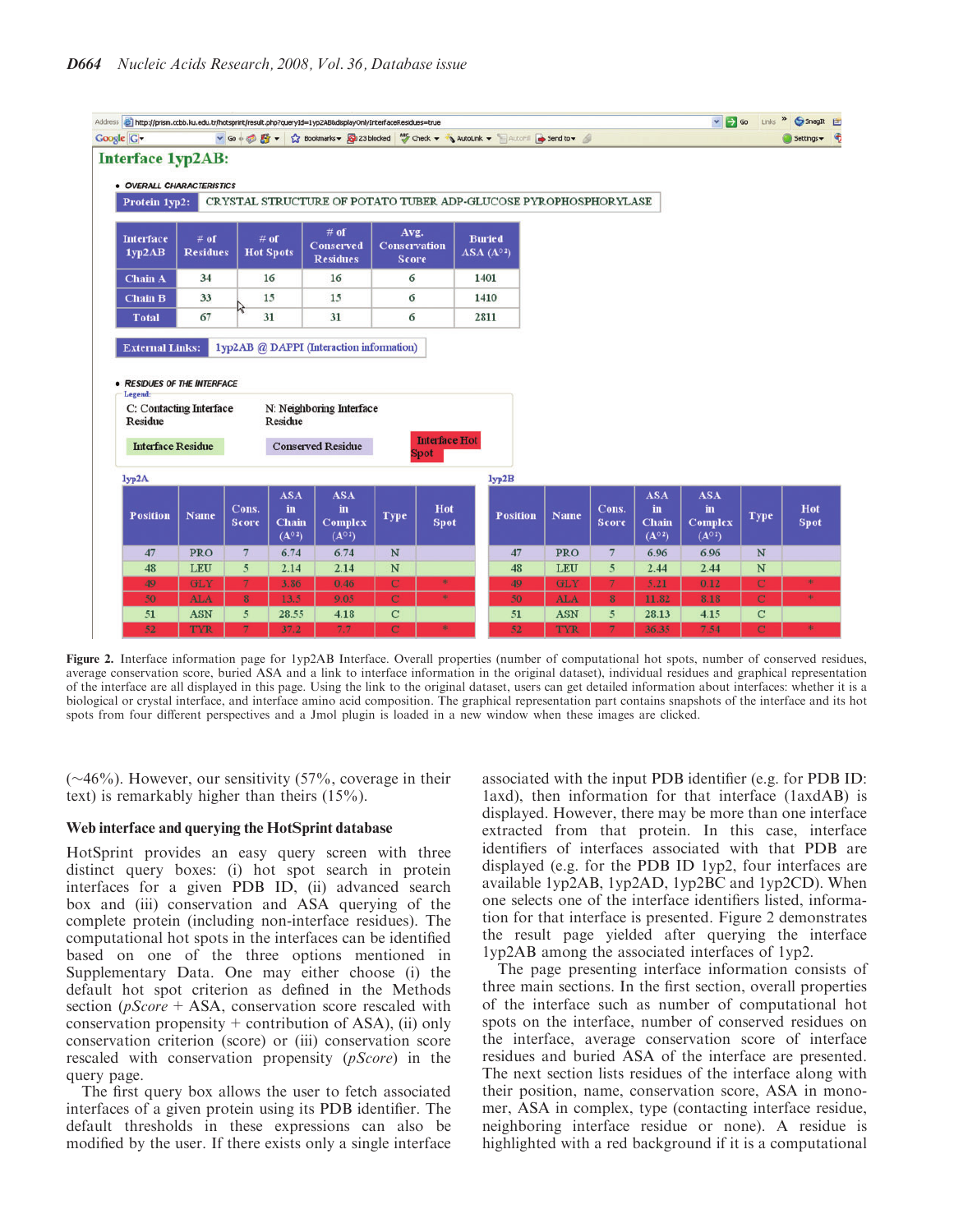**Interface 1yp2AB:**

- OVERALL CHARACTERISTICS

| Protein 1yp2: | CRYSTAL STRUCTURE OF POTATO TUBER ADP-GLUCOSE PYROPHOSPHORYLASE |
|---|---|

| Interface 1yp2AB | # of Residues | # of Hot Spots | # of Conserved Residues | Avg. Conservation Score | Buried ASA (A°²) |
|---|---|---|---|---|---|
| Chain A | 34 | 16 | 16 | 6 | 1401 |
| Chain B | 33 | 15 | 15 | 6 | 1410 |
| Total | 67 | 31 | 31 | 6 | 2811 |

External Links: 1yp2AB @ DAPPI (Interaction information)

- RESIDUES OF THE INTERFACE

Legend:
C: Contacting Interface Residue — N: Neighboring Interface Residue
Interface Residue — Conserved Residue — Interface Hot Spot

1yp2A

| Position | Name | Cons. Score | ASA in Chain (A°²) | ASA in Complex (A°²) | Type | Hot Spot |
|---|---|---|---|---|---|---|
| 47 | PRO | 7 | 6.74 | 6.74 | N | |
| 48 | LEU | 5 | 2.14 | 2.14 | N | |
| 49 | GLY | 7 | 3.86 | 0.46 | C | * |
| 50 | ALA | 8 | 13.5 | 9.05 | C | * |
| 51 | ASN | 5 | 28.55 | 4.18 | C | |
| 52 | TYR | 7 | 37.2 | 7.7 | C | * |

1yp2B

| Position | Name | Cons. Score | ASA in Chain (A°²) | ASA in Complex (A°²) | Type | Hot Spot |
|---|---|---|---|---|---|---|
| 47 | PRO | 7 | 6.96 | 6.96 | N | |
| 48 | LEU | 5 | 2.44 | 2.44 | N | |
| 49 | GLY | 7 | 5.21 | 0.12 | C | * |
| 50 | ALA | 8 | 11.82 | 8.18 | C | * |
| 51 | ASN | 5 | 28.13 | 4.15 | C | |
| 52 | TYR | 7 | 36.35 | 7.54 | C | * |

**Figure 2.** Interface information page for 1yp2AB Interface. Overall properties (number of computational hot spots, number of conserved residues, average conservation score, buried ASA and a link to interface information in the original dataset), individual residues and graphical representation of the interface are all displayed in this page. Using the link to the original dataset, users can get detailed information about interfaces: whether it is a biological or crystal interface, and interface amino acid composition. The graphical representation part contains snapshots of the interface and its hot spots from four different perspectives and a Jmol plugin is loaded in a new window when these images are clicked.

(~46%). However, our sensitivity (57%, coverage in their text) is remarkably higher than theirs (15%).

### Web interface and querying the HotSprint database

HotSprint provides an easy query screen with three distinct query boxes: (i) hot spot search in protein interfaces for a given PDB ID, (ii) advanced search box and (iii) conservation and ASA querying of the complete protein (including non-interface residues). The computational hot spots in the interfaces can be identified based on one of the three options mentioned in Supplementary Data. One may either choose (i) the default hot spot criterion as defined in the Methods section (*pScore* + ASA, conservation score rescaled with conservation propensity + contribution of ASA), (ii) only conservation criterion (score) or (iii) conservation score rescaled with conservation propensity (*pScore*) in the query page.

The first query box allows the user to fetch associated interfaces of a given protein using its PDB identifier. The default thresholds in these expressions can also be modified by the user. If there exists only a single interface associated with the input PDB identifier (e.g. for PDB ID: 1axd), then information for that interface (1axdAB) is displayed. However, there may be more than one interface extracted from that protein. In this case, interface identifiers of interfaces associated with that PDB are displayed (e.g. for the PDB ID 1yp2, four interfaces are available 1yp2AB, 1yp2AD, 1yp2BC and 1yp2CD). When one selects one of the interface identifiers listed, information for that interface is presented. Figure 2 demonstrates the result page yielded after querying the interface 1yp2AB among the associated interfaces of 1yp2.

The page presenting interface information consists of three main sections. In the first section, overall properties of the interface such as number of computational hot spots on the interface, number of conserved residues on the interface, average conservation score of interface residues and buried ASA of the interface are presented. The next section lists residues of the interface along with their position, name, conservation score, ASA in monomer, ASA in complex, type (contacting interface residue, neighboring interface residue or none). A residue is highlighted with a red background if it is a computational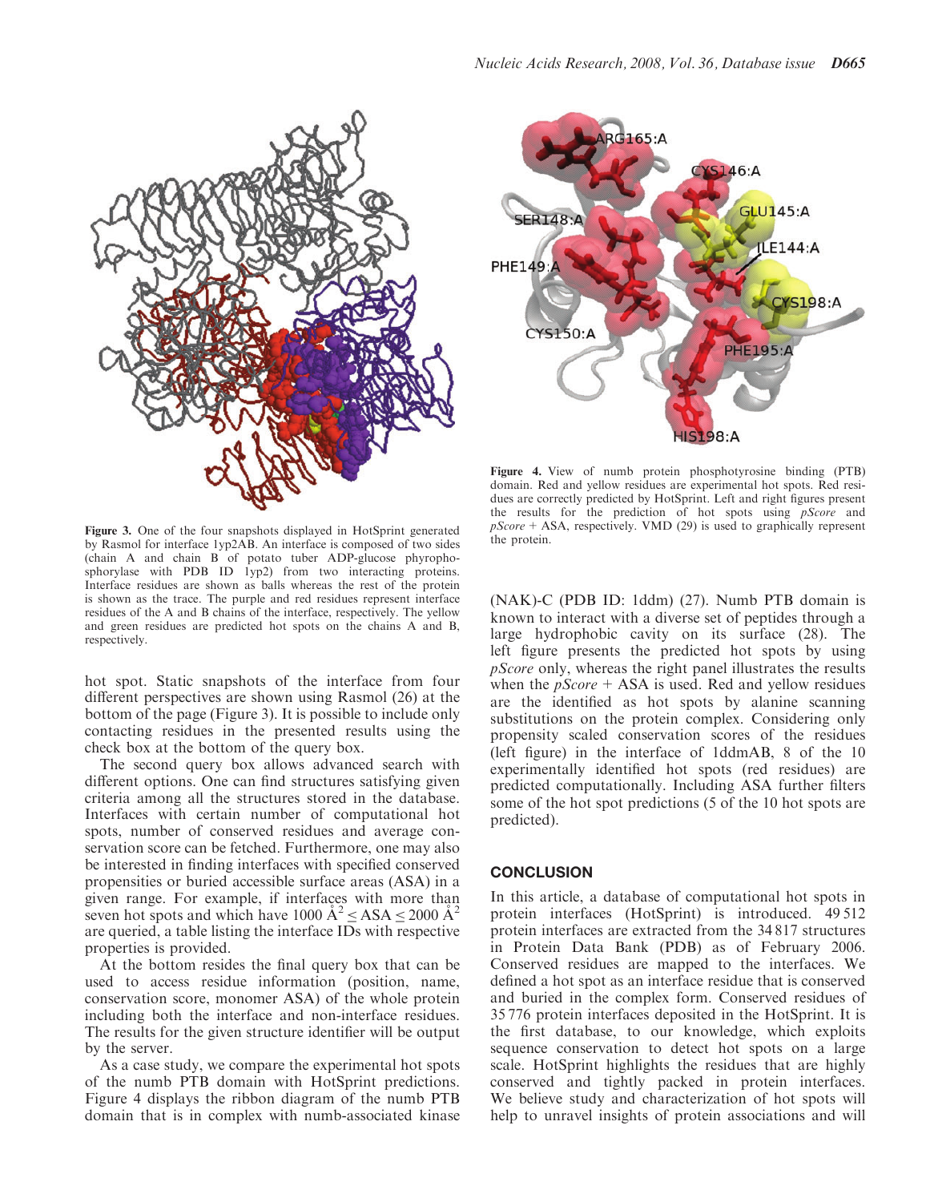Figure 3. One of the four snapshots displayed in HotSprint generated by Rasmol for interface 1yp2AB. An interface is composed of two sides (chain A and chain B of potato tuber ADP-glucose phyrophosphorylase with PDB ID 1yp2) from two interacting proteins. Interface residues are shown as balls whereas the rest of the protein is shown as the trace. The purple and red residues represent interface residues of the A and B chains of the interface, respectively. The yellow and green residues are predicted hot spots on the chains A and B, respectively.

Figure 4. View of numb protein phosphotyrosine binding (PTB) domain. Red and yellow residues are experimental hot spots. Red residues are correctly predicted by HotSprint. Left and right figures present the results for the prediction of hot spots using *pScore* and *pScore* + ASA, respectively. VMD (29) is used to graphically represent the protein.

hot spot. Static snapshots of the interface from four different perspectives are shown using Rasmol (26) at the bottom of the page (Figure 3). It is possible to include only contacting residues in the presented results using the check box at the bottom of the query box.

The second query box allows advanced search with different options. One can find structures satisfying given criteria among all the structures stored in the database. Interfaces with certain number of computational hot spots, number of conserved residues and average conservation score can be fetched. Furthermore, one may also be interested in finding interfaces with specified conserved propensities or buried accessible surface areas (ASA) in a given range. For example, if interfaces with more than seven hot spots and which have $1000\ \text{Å}^2 \leq \text{ASA} \leq 2000\ \text{Å}^2$ are queried, a table listing the interface IDs with respective properties is provided.

At the bottom resides the final query box that can be used to access residue information (position, name, conservation score, monomer ASA) of the whole protein including both the interface and non-interface residues. The results for the given structure identifier will be output by the server.

As a case study, we compare the experimental hot spots of the numb PTB domain with HotSprint predictions. Figure 4 displays the ribbon diagram of the numb PTB domain that is in complex with numb-associated kinase (NAK)-C (PDB ID: 1ddm) (27). Numb PTB domain is known to interact with a diverse set of peptides through a large hydrophobic cavity on its surface (28). The left figure presents the predicted hot spots by using *pScore* only, whereas the right panel illustrates the results when the *pScore* + ASA is used. Red and yellow residues are the identified as hot spots by alanine scanning substitutions on the protein complex. Considering only propensity scaled conservation scores of the residues (left figure) in the interface of 1ddmAB, 8 of the 10 experimentally identified hot spots (red residues) are predicted computationally. Including ASA further filters some of the hot spot predictions (5 of the 10 hot spots are predicted).

## CONCLUSION

In this article, a database of computational hot spots in protein interfaces (HotSprint) is introduced. 49 512 protein interfaces are extracted from the 34 817 structures in Protein Data Bank (PDB) as of February 2006. Conserved residues are mapped to the interfaces. We defined a hot spot as an interface residue that is conserved and buried in the complex form. Conserved residues of 35 776 protein interfaces deposited in the HotSprint. It is the first database, to our knowledge, which exploits sequence conservation to detect hot spots on a large scale. HotSprint highlights the residues that are highly conserved and tightly packed in protein interfaces. We believe study and characterization of hot spots will help to unravel insights of protein associations and will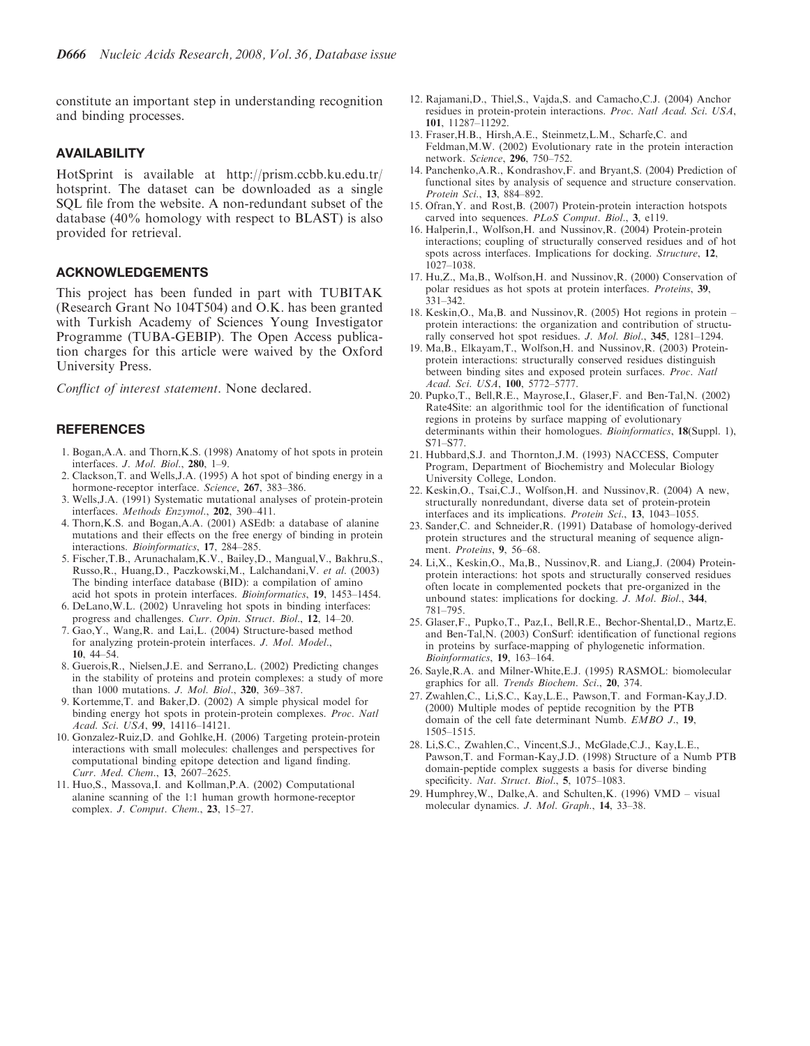constitute an important step in understanding recognition and binding processes.

## AVAILABILITY

HotSprint is available at http://prism.ccbb.ku.edu.tr/hotsprint. The dataset can be downloaded as a single SQL file from the website. A non-redundant subset of the database (40% homology with respect to BLAST) is also provided for retrieval.

## ACKNOWLEDGEMENTS

This project has been funded in part with TUBITAK (Research Grant No 104T504) and O.K. has been granted with Turkish Academy of Sciences Young Investigator Programme (TUBA-GEBIP). The Open Access publication charges for this article were waived by the Oxford University Press.

*Conflict of interest statement*. None declared.

## REFERENCES

1. Bogan,A.A. and Thorn,K.S. (1998) Anatomy of hot spots in protein interfaces. *J. Mol. Biol.*, **280**, 1–9.
2. Clackson,T. and Wells,J.A. (1995) A hot spot of binding energy in a hormone-receptor interface. *Science*, **267**, 383–386.
3. Wells,J.A. (1991) Systematic mutational analyses of protein-protein interfaces. *Methods Enzymol.*, **202**, 390–411.
4. Thorn,K.S. and Bogan,A.A. (2001) ASEdb: a database of alanine mutations and their effects on the free energy of binding in protein interactions. *Bioinformatics*, **17**, 284–285.
5. Fischer,T.B., Arunachalam,K.V., Bailey,D., Mangual,V., Bakhru,S., Russo,R., Huang,D., Paczkowski,M., Lalchandani,V. *et al.* (2003) The binding interface database (BID): a compilation of amino acid hot spots in protein interfaces. *Bioinformatics*, **19**, 1453–1454.
6. DeLano,W.L. (2002) Unraveling hot spots in binding interfaces: progress and challenges. *Curr. Opin. Struct. Biol.*, **12**, 14–20.
7. Gao,Y., Wang,R. and Lai,L. (2004) Structure-based method for analyzing protein-protein interfaces. *J. Mol. Model.*, **10**, 44–54.
8. Guerois,R., Nielsen,J.E. and Serrano,L. (2002) Predicting changes in the stability of proteins and protein complexes: a study of more than 1000 mutations. *J. Mol. Biol.*, **320**, 369–387.
9. Kortemme,T. and Baker,D. (2002) A simple physical model for binding energy hot spots in protein-protein complexes. *Proc. Natl Acad. Sci. USA*, **99**, 14116–14121.
10. Gonzalez-Ruiz,D. and Gohlke,H. (2006) Targeting protein-protein interactions with small molecules: challenges and perspectives for computational binding epitope detection and ligand finding. *Curr. Med. Chem.*, **13**, 2607–2625.
11. Huo,S., Massova,I. and Kollman,P.A. (2002) Computational alanine scanning of the 1:1 human growth hormone-receptor complex. *J. Comput. Chem.*, **23**, 15–27.
12. Rajamani,D., Thiel,S., Vajda,S. and Camacho,C.J. (2004) Anchor residues in protein-protein interactions. *Proc. Natl Acad. Sci. USA*, **101**, 11287–11292.
13. Fraser,H.B., Hirsh,A.E., Steinmetz,L.M., Scharfe,C. and Feldman,M.W. (2002) Evolutionary rate in the protein interaction network. *Science*, **296**, 750–752.
14. Panchenko,A.R., Kondrashov,F. and Bryant,S. (2004) Prediction of functional sites by analysis of sequence and structure conservation. *Protein Sci.*, **13**, 884–892.
15. Ofran,Y. and Rost,B. (2007) Protein-protein interaction hotspots carved into sequences. *PLoS Comput. Biol.*, **3**, e119.
16. Halperin,I., Wolfson,H. and Nussinov,R. (2004) Protein-protein interactions; coupling of structurally conserved residues and of hot spots across interfaces. Implications for docking. *Structure*, **12**, 1027–1038.
17. Hu,Z., Ma,B., Wolfson,H. and Nussinov,R. (2000) Conservation of polar residues as hot spots at protein interfaces. *Proteins*, **39**, 331–342.
18. Keskin,O., Ma,B. and Nussinov,R. (2005) Hot regions in protein – protein interactions: the organization and contribution of structurally conserved hot spot residues. *J. Mol. Biol.*, **345**, 1281–1294.
19. Ma,B., Elkayam,T., Wolfson,H. and Nussinov,R. (2003) Protein-protein interactions: structurally conserved residues distinguish between binding sites and exposed protein surfaces. *Proc. Natl Acad. Sci. USA*, **100**, 5772–5777.
20. Pupko,T., Bell,R.E., Mayrose,I., Glaser,F. and Ben-Tal,N. (2002) Rate4Site: an algorithmic tool for the identification of functional regions in proteins by surface mapping of evolutionary determinants within their homologues. *Bioinformatics*, **18**(Suppl. 1), S71–S77.
21. Hubbard,S.J. and Thornton,J.M. (1993) NACCESS, Computer Program, Department of Biochemistry and Molecular Biology University College, London.
22. Keskin,O., Tsai,C.J., Wolfson,H. and Nussinov,R. (2004) A new, structurally nonredundant, diverse data set of protein-protein interfaces and its implications. *Protein Sci.*, **13**, 1043–1055.
23. Sander,C. and Schneider,R. (1991) Database of homology-derived protein structures and the structural meaning of sequence alignment. *Proteins*, **9**, 56–68.
24. Li,X., Keskin,O., Ma,B., Nussinov,R. and Liang,J. (2004) Protein-protein interactions: hot spots and structurally conserved residues often locate in complemented pockets that pre-organized in the unbound states: implications for docking. *J. Mol. Biol.*, **344**, 781–795.
25. Glaser,F., Pupko,T., Paz,I., Bell,R.E., Bechor-Shental,D., Martz,E. and Ben-Tal,N. (2003) ConSurf: identification of functional regions in proteins by surface-mapping of phylogenetic information. *Bioinformatics*, **19**, 163–164.
26. Sayle,R.A. and Milner-White,E.J. (1995) RASMOL: biomolecular graphics for all. *Trends Biochem. Sci.*, **20**, 374.
27. Zwahlen,C., Li,S.C., Kay,L.E., Pawson,T. and Forman-Kay,J.D. (2000) Multiple modes of peptide recognition by the PTB domain of the cell fate determinant Numb. *EMBO J.*, **19**, 1505–1515.
28. Li,S.C., Zwahlen,C., Vincent,S.J., McGlade,C.J., Kay,L.E., Pawson,T. and Forman-Kay,J.D. (1998) Structure of a Numb PTB domain-peptide complex suggests a basis for diverse binding specificity. *Nat. Struct. Biol.*, **5**, 1075–1083.
29. Humphrey,W., Dalke,A. and Schulten,K. (1996) VMD – visual molecular dynamics. *J. Mol. Graph.*, **14**, 33–38.